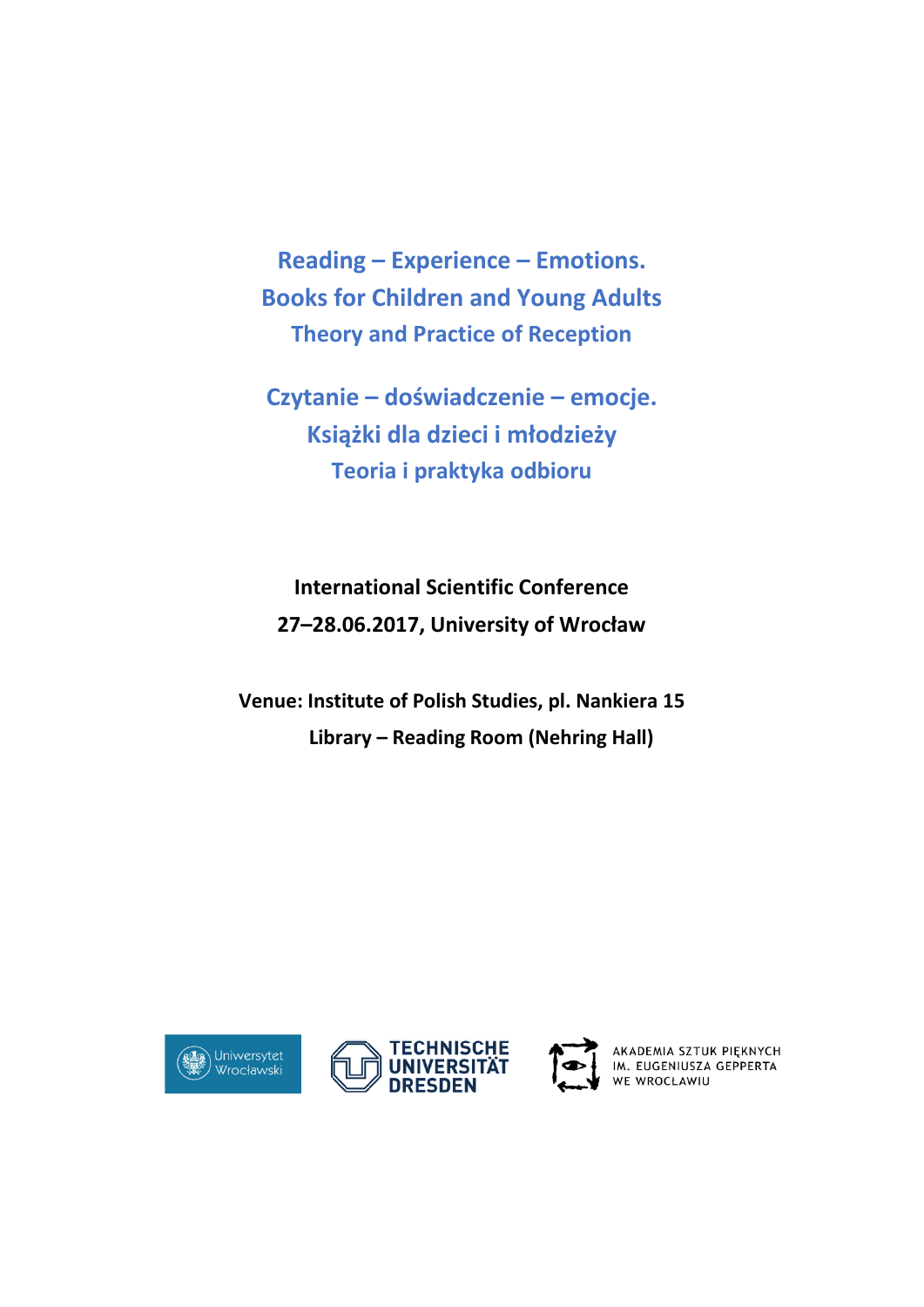# Reading – Experience – Emotions.
# Books for Children and Young Adults
## Theory and Practice of Reception

# Czytanie – doświadczenie – emocje.
# Książki dla dzieci i młodzieży
## Teoria i praktyka odbioru

**International Scientific Conference**

**27–28.06.2017, University of Wrocław**

**Venue: Institute of Polish Studies, pl. Nankiera 15**

**Library – Reading Room (Nehring Hall)**

Uniwersytet Wrocławski

TECHNISCHE UNIVERSITÄT DRESDEN

AKADEMIA SZTUK PIĘKNYCH IM. EUGENIUSZA GEPPERTA WE WROCŁAWIU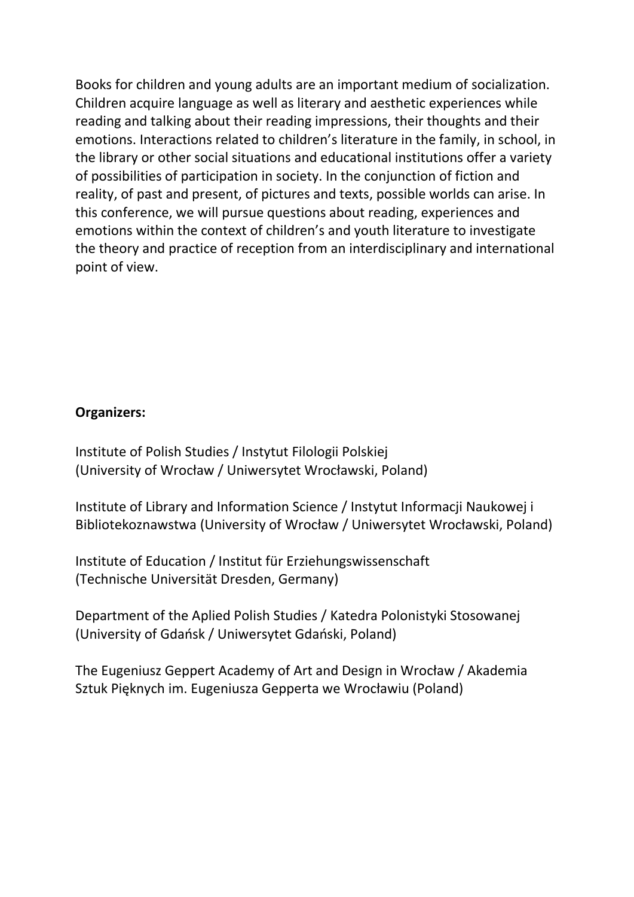Books for children and young adults are an important medium of socialization. Children acquire language as well as literary and aesthetic experiences while reading and talking about their reading impressions, their thoughts and their emotions. Interactions related to children's literature in the family, in school, in the library or other social situations and educational institutions offer a variety of possibilities of participation in society. In the conjunction of fiction and reality, of past and present, of pictures and texts, possible worlds can arise. In this conference, we will pursue questions about reading, experiences and emotions within the context of children's and youth literature to investigate the theory and practice of reception from an interdisciplinary and international point of view.

**Organizers:**

Institute of Polish Studies / Instytut Filologii Polskiej
(University of Wrocław / Uniwersytet Wrocławski, Poland)

Institute of Library and Information Science / Instytut Informacji Naukowej i Bibliotekoznawstwa (University of Wrocław / Uniwersytet Wrocławski, Poland)

Institute of Education / Institut für Erziehungswissenschaft
(Technische Universität Dresden, Germany)

Department of the Aplied Polish Studies / Katedra Polonistyki Stosowanej
(University of Gdańsk / Uniwersytet Gdański, Poland)

The Eugeniusz Geppert Academy of Art and Design in Wrocław / Akademia Sztuk Pięknych im. Eugeniusza Gepperta we Wrocławiu (Poland)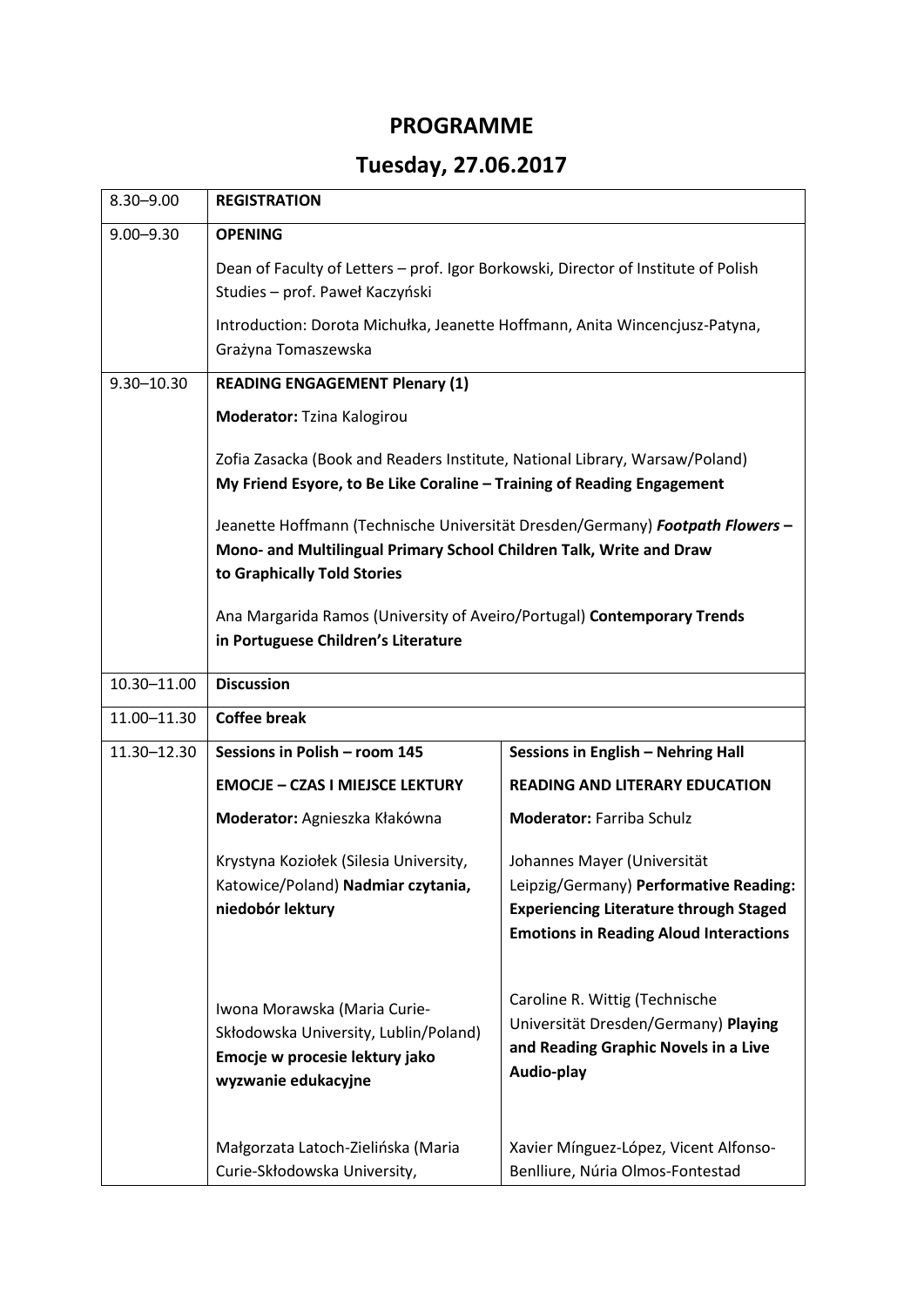# PROGRAMME

## Tuesday, 27.06.2017

| | | |
|---|---|---|
| 8.30–9.00 | **REGISTRATION** | |
| 9.00–9.30 | **OPENING**<br><br>Dean of Faculty of Letters – prof. Igor Borkowski, Director of Institute of Polish Studies – prof. Paweł Kaczyński<br><br>Introduction: Dorota Michułka, Jeanette Hoffmann, Anita Wincencjusz-Patyna, Grażyna Tomaszewska | |
| 9.30–10.30 | **READING ENGAGEMENT Plenary (1)**<br><br>**Moderator:** Tzina Kalogirou<br><br>Zofia Zasacka (Book and Readers Institute, National Library, Warsaw/Poland) **My Friend Esyore, to Be Like Coraline – Training of Reading Engagement**<br><br>Jeanette Hoffmann (Technische Universität Dresden/Germany) ***Footpath Flowers* – Mono- and Multilingual Primary School Children Talk, Write and Draw to Graphically Told Stories**<br><br>Ana Margarida Ramos (University of Aveiro/Portugal) **Contemporary Trends in Portuguese Children's Literature** | |
| 10.30–11.00 | **Discussion** | |
| 11.00–11.30 | **Coffee break** | |
| 11.30–12.30 | **Sessions in Polish – room 145**<br><br>**EMOCJE – CZAS I MIEJSCE LEKTURY**<br><br>**Moderator:** Agnieszka Kłakówna<br><br>Krystyna Koziołek (Silesia University, Katowice/Poland) **Nadmiar czytania, niedobór lektury**<br><br>Iwona Morawska (Maria Curie-Skłodowska University, Lublin/Poland) **Emocje w procesie lektury jako wyzwanie edukacyjne**<br><br>Małgorzata Latoch-Zielińska (Maria Curie-Skłodowska University, | **Sessions in English – Nehring Hall**<br><br>**READING AND LITERARY EDUCATION**<br><br>**Moderator:** Farriba Schulz<br><br>Johannes Mayer (Universität Leipzig/Germany) **Performative Reading: Experiencing Literature through Staged Emotions in Reading Aloud Interactions**<br><br>Caroline R. Wittig (Technische Universität Dresden/Germany) **Playing and Reading Graphic Novels in a Live Audio-play**<br><br>Xavier Mínguez-López, Vicent Alfonso-Benlliure, Núria Olmos-Fontestad |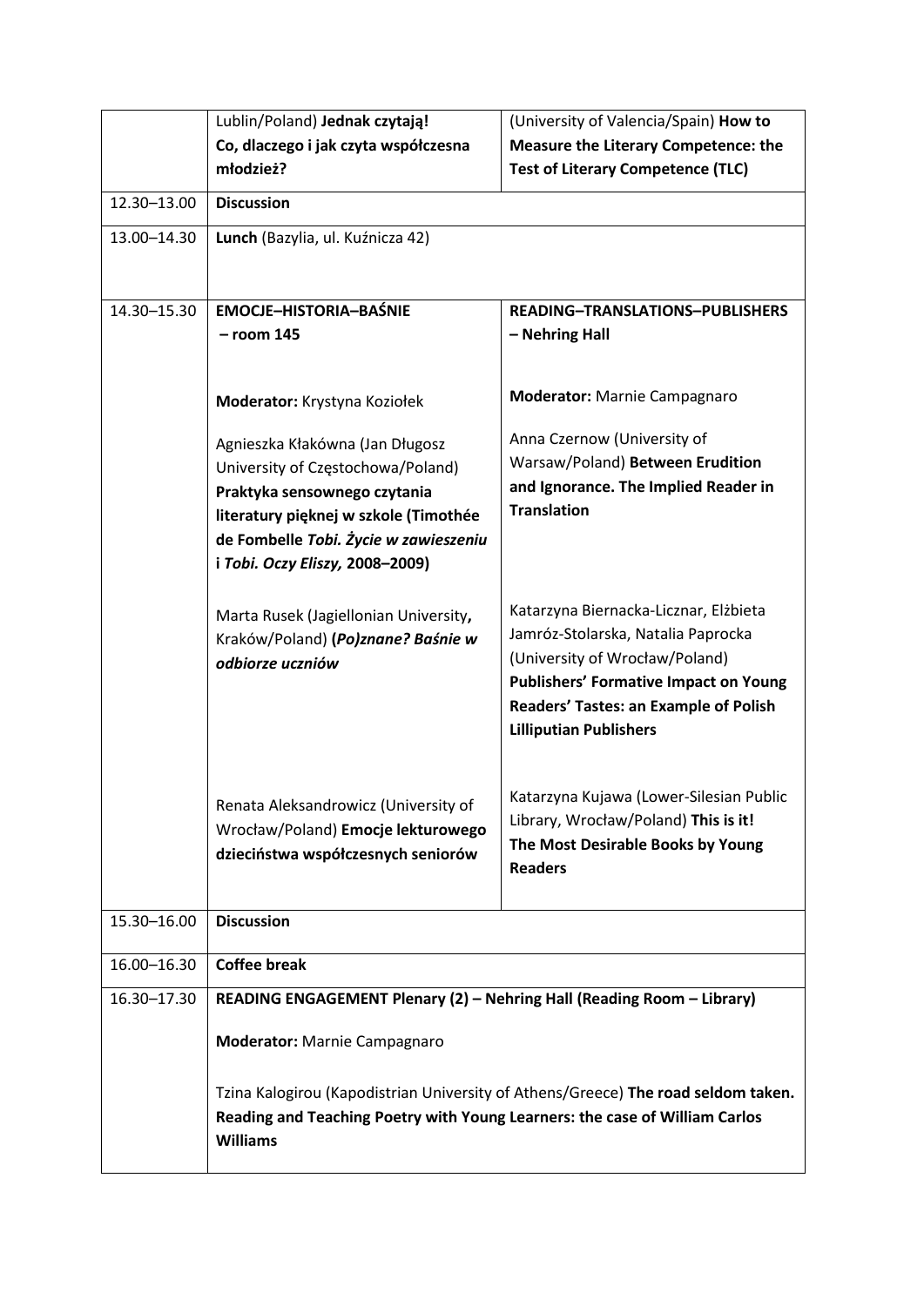| | | |
|---|---|---|
| | Lublin/Poland) **Jednak czytają! Co, dlaczego i jak czyta współczesna młodzież?** | (University of Valencia/Spain) **How to Measure the Literary Competence: the Test of Literary Competence (TLC)** |
| 12.30–13.00 | **Discussion** | |
| 13.00–14.30 | **Lunch** (Bazylia, ul. Kuźnicza 42) | |
| 14.30–15.30 | **EMOCJE–HISTORIA–BAŚNIE – room 145**<br><br>**Moderator:** Krystyna Koziołek<br><br>Agnieszka Kłakówna (Jan Długosz University of Częstochowa/Poland) **Praktyka sensownego czytania literatury pięknej w szkole (Timothée de Fombelle *Tobi. Życie w zawieszeniu* i *Tobi. Oczy Eliszy,* 2008–2009)**<br><br>Marta Rusek (Jagiellonian University, Kraków/Poland) ***(Po)znane? Baśnie w odbiorze uczniów***<br><br>Renata Aleksandrowicz (University of Wrocław/Poland) **Emocje lekturowego dzieciństwa współczesnych seniorów** | **READING–TRANSLATIONS–PUBLISHERS – Nehring Hall**<br><br>**Moderator:** Marnie Campagnaro<br><br>Anna Czernow (University of Warsaw/Poland) **Between Erudition and Ignorance. The Implied Reader in Translation**<br><br>Katarzyna Biernacka-Licznar, Elżbieta Jamróz-Stolarska, Natalia Paprocka (University of Wrocław/Poland) **Publishers' Formative Impact on Young Readers' Tastes: an Example of Polish Lilliputian Publishers**<br><br>Katarzyna Kujawa (Lower-Silesian Public Library, Wrocław/Poland) **This is it! The Most Desirable Books by Young Readers** |
| 15.30–16.00 | **Discussion** | |
| 16.00–16.30 | **Coffee break** | |
| 16.30–17.30 | **READING ENGAGEMENT Plenary (2) – Nehring Hall (Reading Room – Library)**<br><br>**Moderator:** Marnie Campagnaro<br><br>Tzina Kalogirou (Kapodistrian University of Athens/Greece) **The road seldom taken. Reading and Teaching Poetry with Young Learners: the case of William Carlos Williams** | |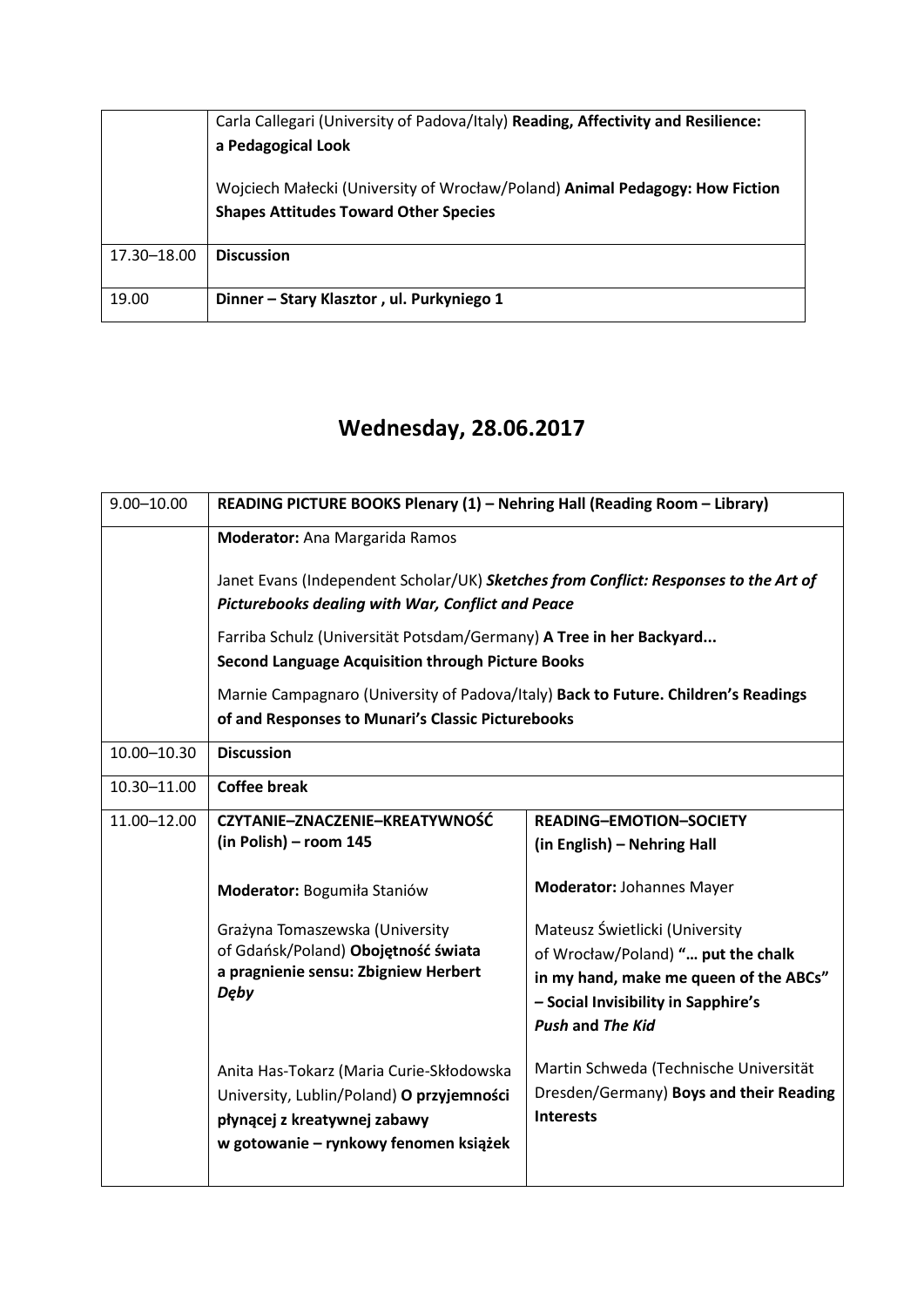| | |
|---|---|
| | Carla Callegari (University of Padova/Italy) **Reading, Affectivity and Resilience: a Pedagogical Look**<br><br>Wojciech Małecki (University of Wrocław/Poland) **Animal Pedagogy: How Fiction Shapes Attitudes Toward Other Species** |
| 17.30–18.00 | **Discussion** |
| 19.00 | **Dinner – Stary Klasztor , ul. Purkyniego 1** |

## Wednesday, 28.06.2017

| | | |
|---|---|---|
| 9.00–10.00 | **READING PICTURE BOOKS Plenary (1) – Nehring Hall (Reading Room – Library)** | |
| | **Moderator:** Ana Margarida Ramos<br><br>Janet Evans (Independent Scholar/UK) ***Sketches from Conflict: Responses to the Art of Picturebooks dealing with War, Conflict and Peace***<br><br>Farriba Schulz (Universität Potsdam/Germany) **A Tree in her Backyard... Second Language Acquisition through Picture Books**<br><br>Marnie Campagnaro (University of Padova/Italy) **Back to Future. Children's Readings of and Responses to Munari's Classic Picturebooks** | |
| 10.00–10.30 | **Discussion** | |
| 10.30–11.00 | **Coffee break** | |
| 11.00–12.00 | **CZYTANIE–ZNACZENIE–KREATYWNOŚĆ (in Polish) – room 145**<br><br>**Moderator:** Bogumiła Staniów<br><br>Grażyna Tomaszewska (University of Gdańsk/Poland) **Obojętność świata a pragnienie sensu: Zbigniew Herbert *Dęby***<br><br>Anita Has-Tokarz (Maria Curie-Skłodowska University, Lublin/Poland) **O przyjemności płynącej z kreatywnej zabawy w gotowanie – rynkowy fenomen książek** | **READING–EMOTION–SOCIETY (in English) – Nehring Hall**<br><br>**Moderator:** Johannes Mayer<br><br>Mateusz Świetlicki (University of Wrocław/Poland) **"… put the chalk in my hand, make me queen of the ABCs" – Social Invisibility in Sapphire's *Push* and *The Kid***<br><br>Martin Schweda (Technische Universität Dresden/Germany) **Boys and their Reading Interests** |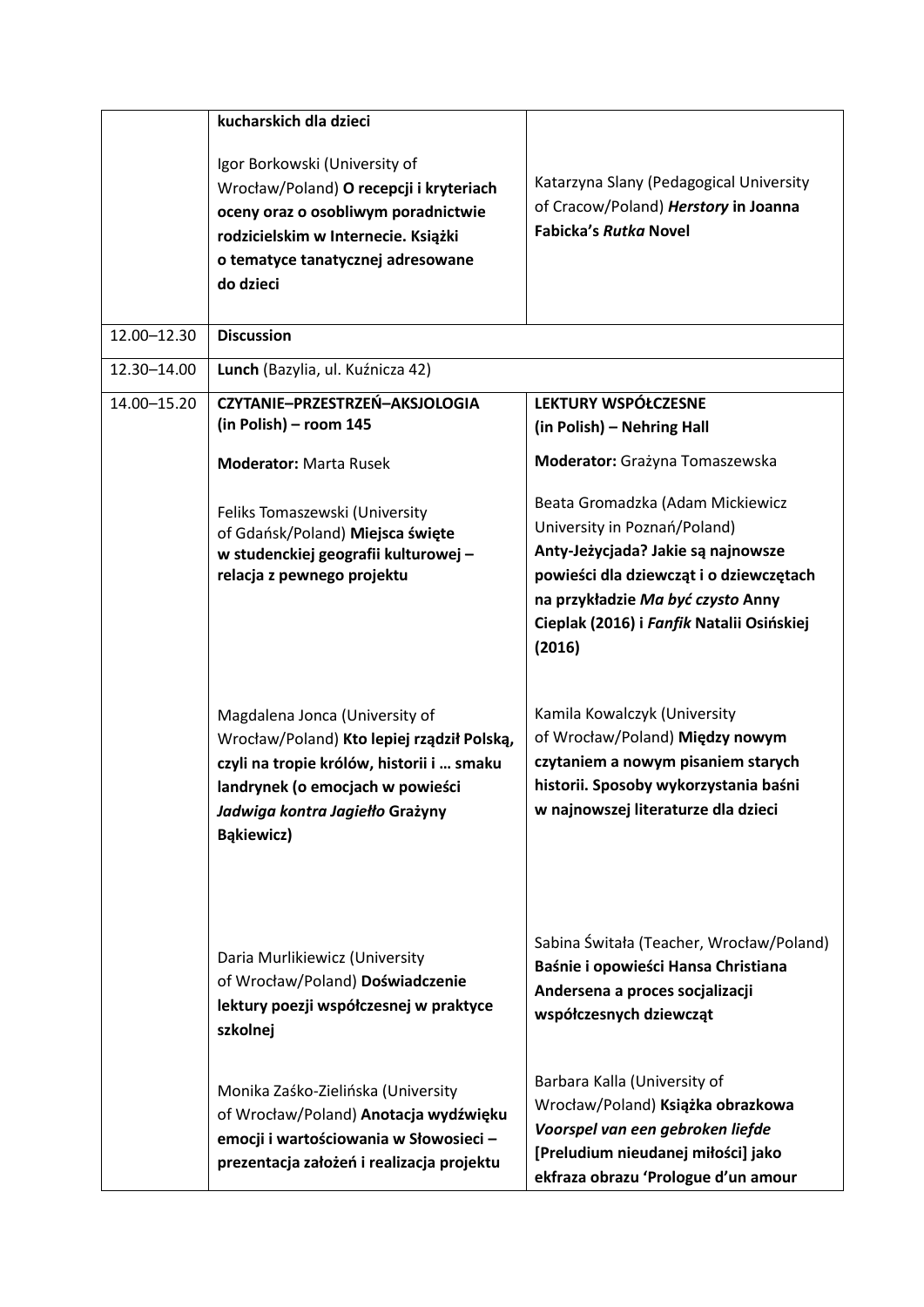| | | |
|---|---|---|
| | **kucharskich dla dzieci**<br><br>Igor Borkowski (University of Wrocław/Poland) **O recepcji i kryteriach oceny oraz o osobliwym poradnictwie rodzicielskim w Internecie. Książki o tematyce tanatycznej adresowane do dzieci** | Katarzyna Slany (Pedagogical University of Cracow/Poland) ***Herstory* in Joanna Fabicka's *Rutka* Novel** |
| 12.00–12.30 | **Discussion** | |
| 12.30–14.00 | **Lunch** (Bazylia, ul. Kuźnicza 42) | |
| 14.00–15.20 | **CZYTANIE–PRZESTRZEŃ–AKSJOLOGIA (in Polish) – room 145**<br><br>**Moderator:** Marta Rusek<br><br>Feliks Tomaszewski (University of Gdańsk/Poland) **Miejsca święte w studenckiej geografii kulturowej – relacja z pewnego projektu**<br><br>Magdalena Jonca (University of Wrocław/Poland) **Kto lepiej rządził Polską, czyli na tropie królów, historii i … smaku landrynek (o emocjach w powieści *Jadwiga kontra Jagiełło* Grażyny Bąkiewicz)**<br><br>Daria Murlikiewicz (University of Wrocław/Poland) **Doświadczenie lektury poezji współczesnej w praktyce szkolnej**<br><br>Monika Zaśko-Zielińska (University of Wrocław/Poland) **Anotacja wydźwięku emocji i wartościowania w Słowosieci – prezentacja założeń i realizacja projektu** | **LEKTURY WSPÓŁCZESNE (in Polish) – Nehring Hall**<br><br>**Moderator:** Grażyna Tomaszewska<br><br>Beata Gromadzka (Adam Mickiewicz University in Poznań/Poland) **Anty-Jeżycjada? Jakie są najnowsze powieści dla dziewcząt i o dziewczętach na przykładzie *Ma być czysto* Anny Cieplak (2016) i *Fanfik* Natalii Osińskiej (2016)**<br><br>Kamila Kowalczyk (University of Wrocław/Poland) **Między nowym czytaniem a nowym pisaniem starych historii. Sposoby wykorzystania baśni w najnowszej literaturze dla dzieci**<br><br>Sabina Świtała (Teacher, Wrocław/Poland) **Baśnie i opowieści Hansa Christiana Andersena a proces socjalizacji współczesnych dziewcząt**<br><br>Barbara Kalla (University of Wrocław/Poland) **Książka obrazkowa *Voorspel van een gebroken liefde* [Preludium nieudanej miłości] jako ekfraza obrazu 'Prologue d'un amour** |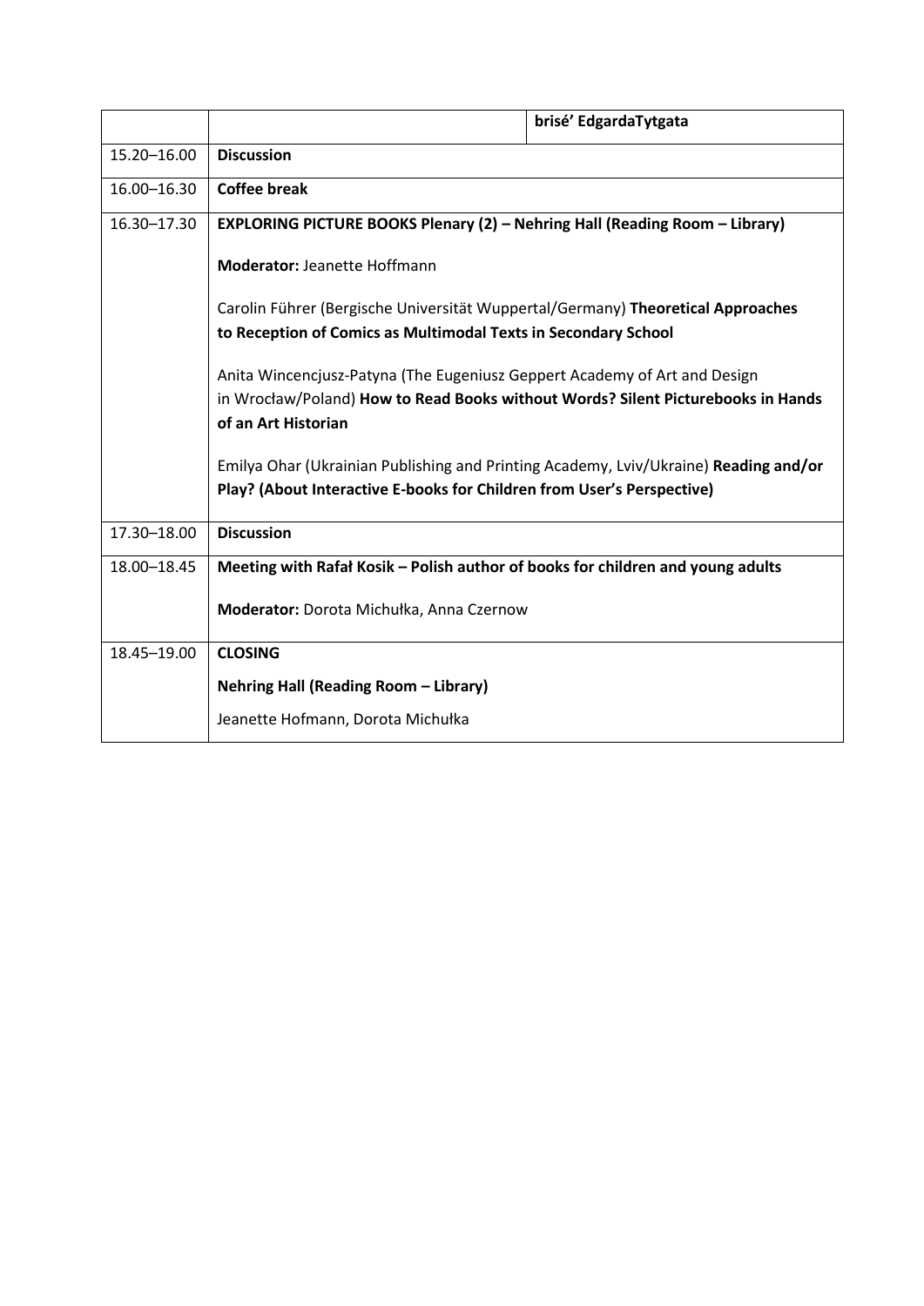| | | |
|---|---|---|
| | | **brisé' EdgardaTytgata** |
| 15.20–16.00 | **Discussion** | |
| 16.00–16.30 | **Coffee break** | |
| 16.30–17.30 | **EXPLORING PICTURE BOOKS Plenary (2) – Nehring Hall (Reading Room – Library)**<br><br>**Moderator:** Jeanette Hoffmann<br><br>Carolin Führer (Bergische Universität Wuppertal/Germany) **Theoretical Approaches to Reception of Comics as Multimodal Texts in Secondary School**<br><br>Anita Wincencjusz-Patyna (The Eugeniusz Geppert Academy of Art and Design in Wrocław/Poland) **How to Read Books without Words? Silent Picturebooks in Hands of an Art Historian**<br><br>Emilya Ohar (Ukrainian Publishing and Printing Academy, Lviv/Ukraine) **Reading and/or Play? (About Interactive E-books for Children from User's Perspective)** | |
| 17.30–18.00 | **Discussion** | |
| 18.00–18.45 | **Meeting with Rafał Kosik – Polish author of books for children and young adults**<br><br>**Moderator:** Dorota Michułka, Anna Czernow | |
| 18.45–19.00 | **CLOSING**<br><br>**Nehring Hall (Reading Room – Library)**<br><br>Jeanette Hofmann, Dorota Michułka | |